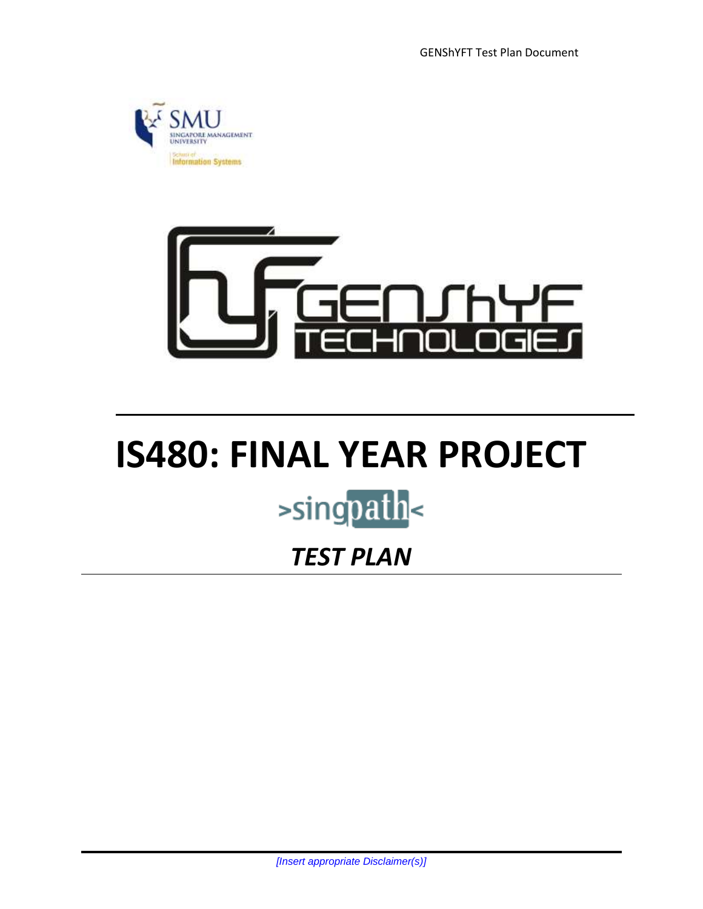# IS480: FINAL YEAR PROJECT

>singpath<

## *TEST PLAN*

*[Insert appropriate Disclaimer(s)]*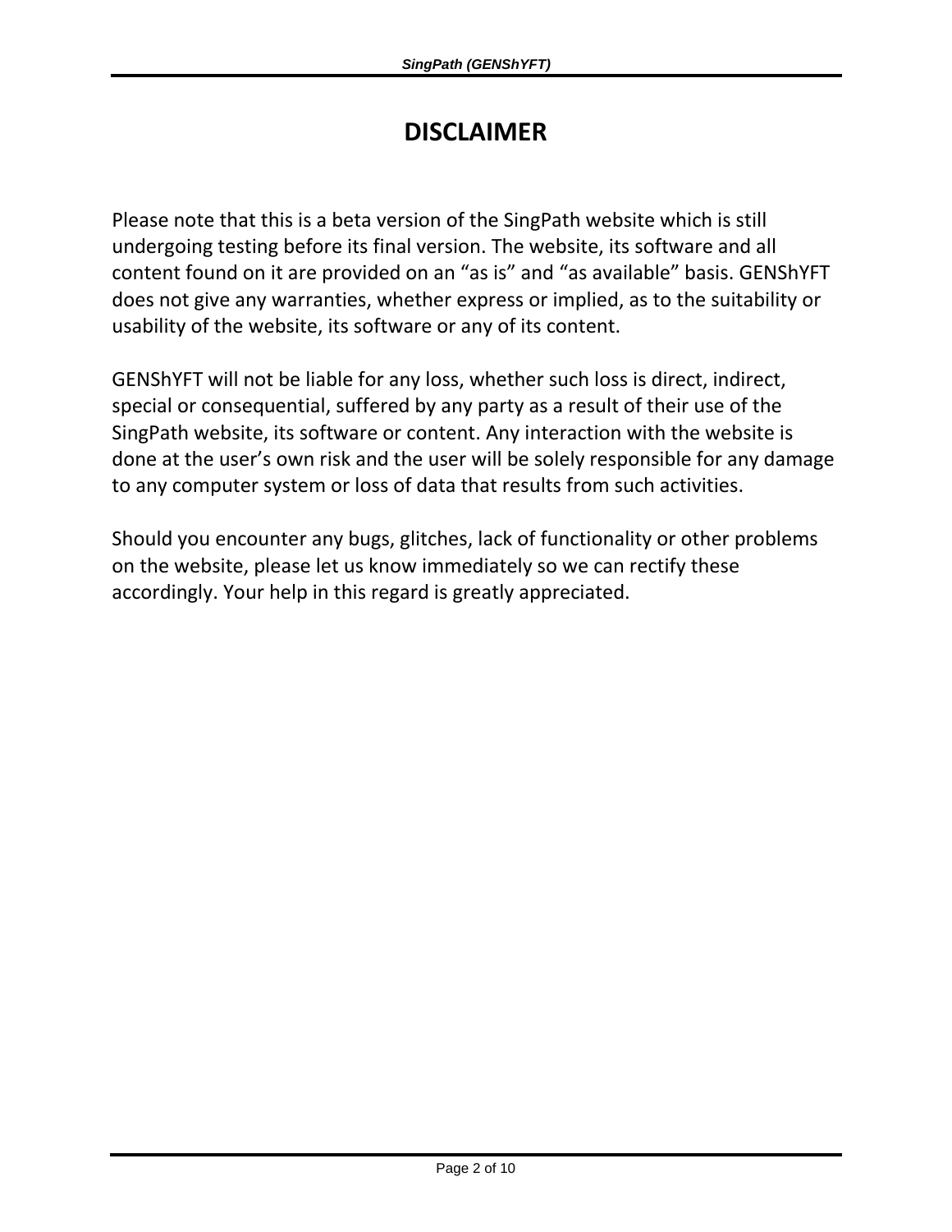# DISCLAIMER

Please note that this is a beta version of the SingPath website which is still undergoing testing before its final version. The website, its software and all content found on it are provided on an “as is” and “as available” basis. GENShYFT does not give any warranties, whether express or implied, as to the suitability or usability of the website, its software or any of its content.

GENShYFT will not be liable for any loss, whether such loss is direct, indirect, special or consequential, suffered by any party as a result of their use of the SingPath website, its software or content. Any interaction with the website is done at the user’s own risk and the user will be solely responsible for any damage to any computer system or loss of data that results from such activities.

Should you encounter any bugs, glitches, lack of functionality or other problems on the website, please let us know immediately so we can rectify these accordingly. Your help in this regard is greatly appreciated.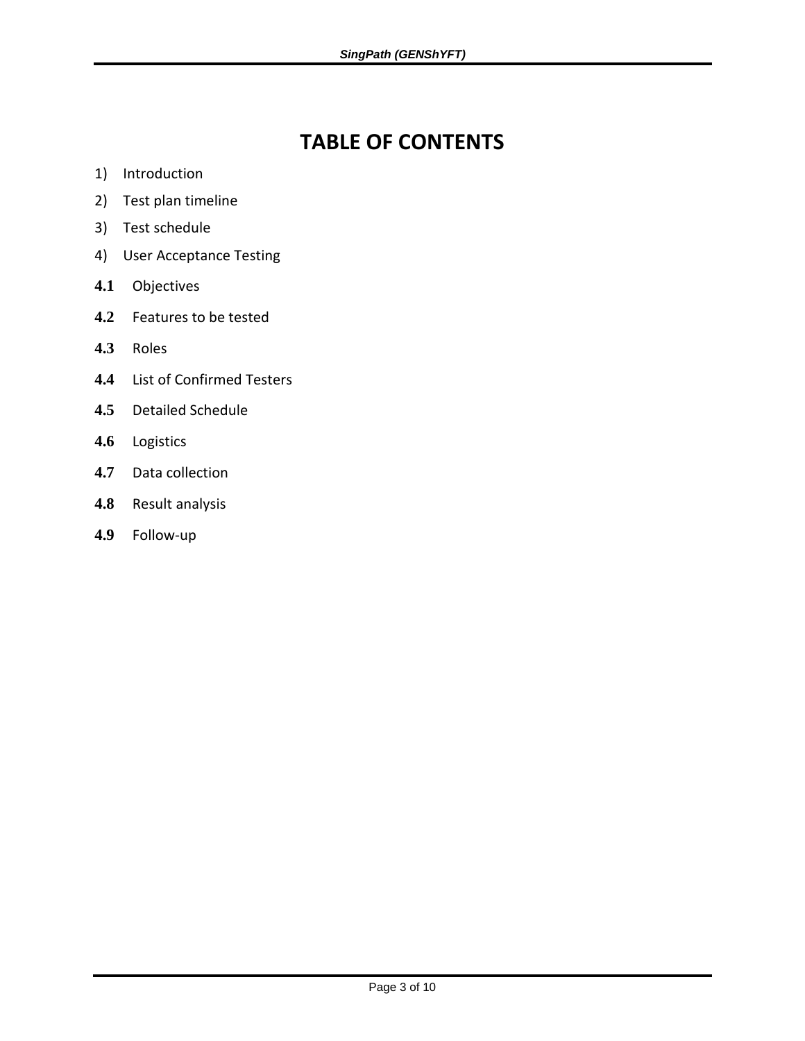# TABLE OF CONTENTS

1) Introduction
2) Test plan timeline
3) Test schedule
4) User Acceptance Testing

**4.1** Objectives

**4.2** Features to be tested

**4.3** Roles

**4.4** List of Confirmed Testers

**4.5** Detailed Schedule

**4.6** Logistics

**4.7** Data collection

**4.8** Result analysis

**4.9** Follow-up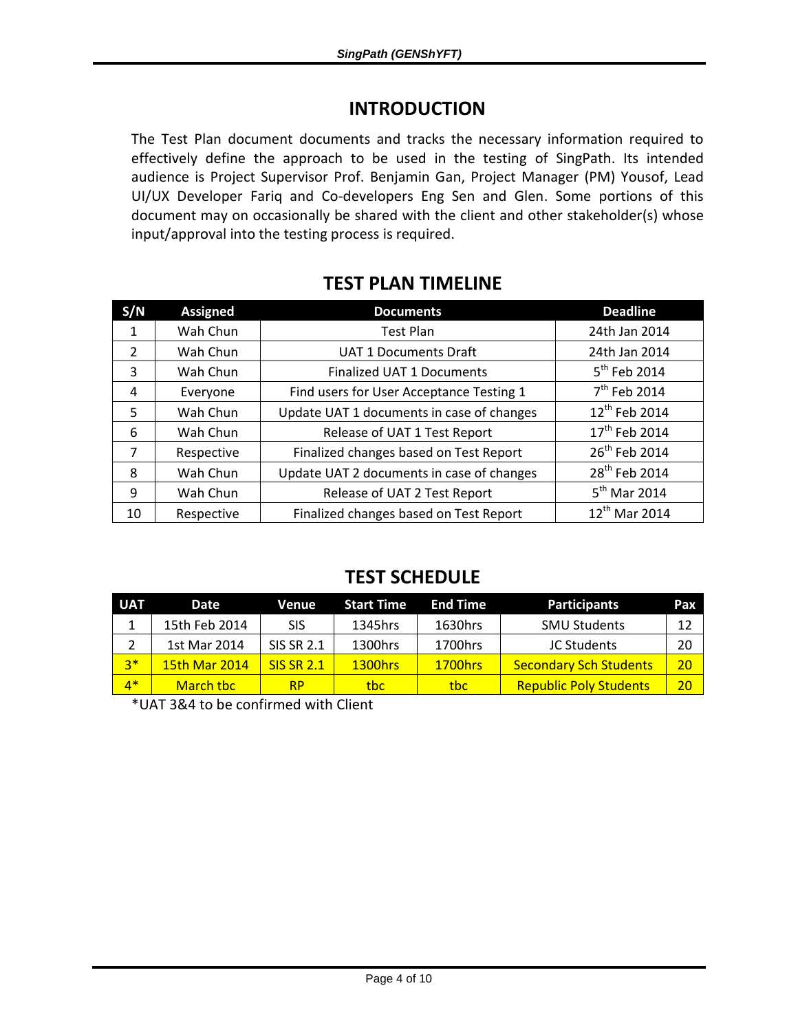# INTRODUCTION

The Test Plan document documents and tracks the necessary information required to effectively define the approach to be used in the testing of SingPath. Its intended audience is Project Supervisor Prof. Benjamin Gan, Project Manager (PM) Yousof, Lead UI/UX Developer Fariq and Co-developers Eng Sen and Glen. Some portions of this document may on occasionally be shared with the client and other stakeholder(s) whose input/approval into the testing process is required.

# TEST PLAN TIMELINE

| S/N | Assigned | Documents | Deadline |
|---|---|---|---|
| 1 | Wah Chun | Test Plan | 24th Jan 2014 |
| 2 | Wah Chun | UAT 1 Documents Draft | 24th Jan 2014 |
| 3 | Wah Chun | Finalized UAT 1 Documents | 5th Feb 2014 |
| 4 | Everyone | Find users for User Acceptance Testing 1 | 7th Feb 2014 |
| 5 | Wah Chun | Update UAT 1 documents in case of changes | 12th Feb 2014 |
| 6 | Wah Chun | Release of UAT 1 Test Report | 17th Feb 2014 |
| 7 | Respective | Finalized changes based on Test Report | 26th Feb 2014 |
| 8 | Wah Chun | Update UAT 2 documents in case of changes | 28th Feb 2014 |
| 9 | Wah Chun | Release of UAT 2 Test Report | 5th Mar 2014 |
| 10 | Respective | Finalized changes based on Test Report | 12th Mar 2014 |

# TEST SCHEDULE

| UAT | Date | Venue | Start Time | End Time | Participants | Pax |
|---|---|---|---|---|---|---|
| 1 | 15th Feb 2014 | SIS | 1345hrs | 1630hrs | SMU Students | 12 |
| 2 | 1st Mar 2014 | SIS SR 2.1 | 1300hrs | 1700hrs | JC Students | 20 |
| 3* | 15th Mar 2014 | SIS SR 2.1 | 1300hrs | 1700hrs | Secondary Sch Students | 20 |
| 4* | March tbc | RP | tbc | tbc | Republic Poly Students | 20 |

*UAT 3&4 to be confirmed with Client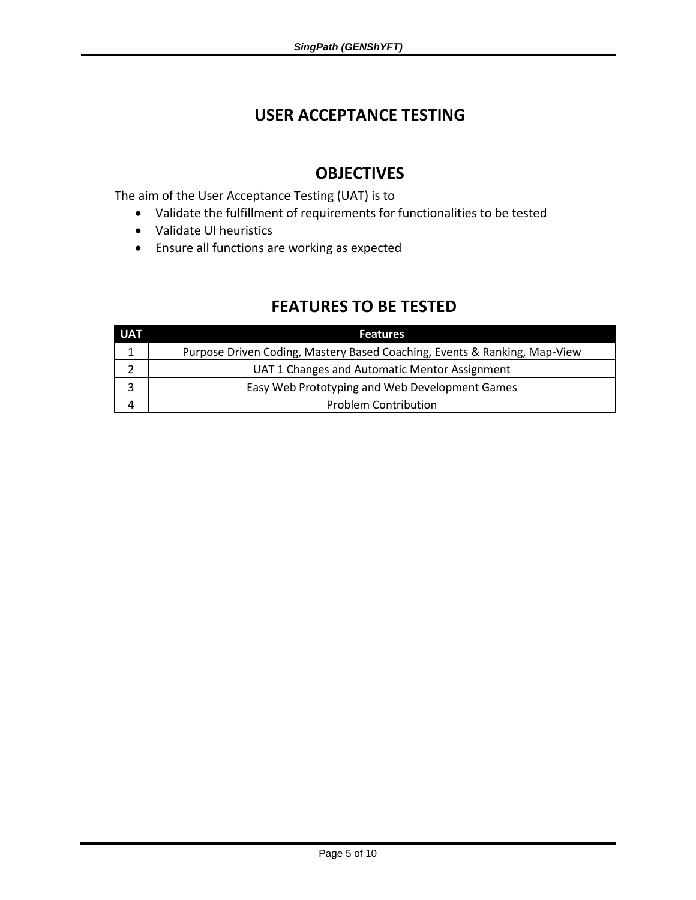# USER ACCEPTANCE TESTING

## OBJECTIVES

The aim of the User Acceptance Testing (UAT) is to

- Validate the fulfillment of requirements for functionalities to be tested
- Validate UI heuristics
- Ensure all functions are working as expected

## FEATURES TO BE TESTED

| UAT | Features |
|---|---|
| 1 | Purpose Driven Coding, Mastery Based Coaching, Events & Ranking, Map-View |
| 2 | UAT 1 Changes and Automatic Mentor Assignment |
| 3 | Easy Web Prototyping and Web Development Games |
| 4 | Problem Contribution |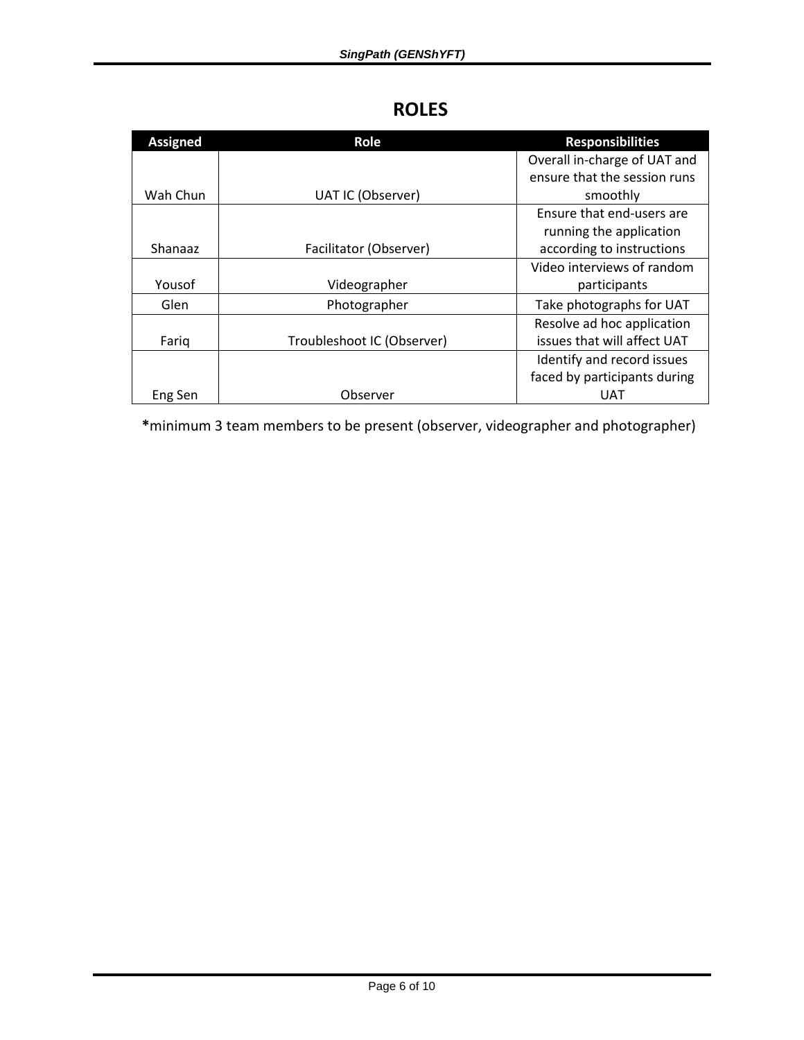# ROLES

| Assigned | Role | Responsibilities |
|---|---|---|
| Wah Chun | UAT IC (Observer) | Overall in-charge of UAT and ensure that the session runs smoothly |
| Shanaaz | Facilitator (Observer) | Ensure that end-users are running the application according to instructions |
| Yousof | Videographer | Video interviews of random participants |
| Glen | Photographer | Take photographs for UAT |
| Fariq | Troubleshoot IC (Observer) | Resolve ad hoc application issues that will affect UAT |
| Eng Sen | Observer | Identify and record issues faced by participants during UAT |

**\***minimum 3 team members to be present (observer, videographer and photographer)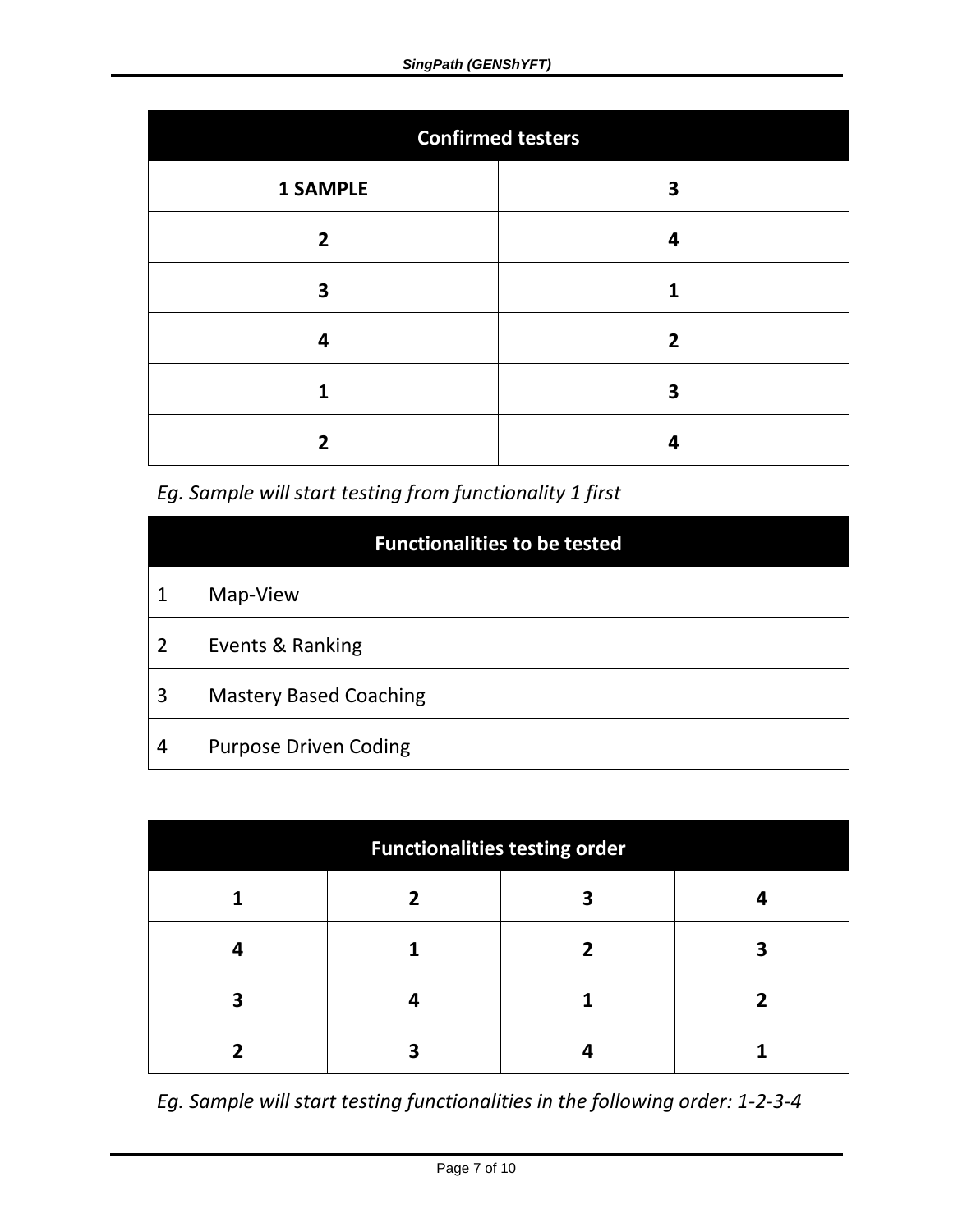| Confirmed testers | |
|---|---|
| **1 SAMPLE** | **3** |
| **2** | **4** |
| **3** | **1** |
| **4** | **2** |
| **1** | **3** |
| **2** | **4** |

*Eg. Sample will start testing from functionality 1 first*

| Functionalities to be tested | |
|---|---|
| 1 | Map-View |
| 2 | Events & Ranking |
| 3 | Mastery Based Coaching |
| 4 | Purpose Driven Coding |

| Functionalities testing order | | | |
|---|---|---|---|
| **1** | **2** | **3** | **4** |
| **4** | **1** | **2** | **3** |
| **3** | **4** | **1** | **2** |
| **2** | **3** | **4** | **1** |

*Eg. Sample will start testing functionalities in the following order: 1-2-3-4*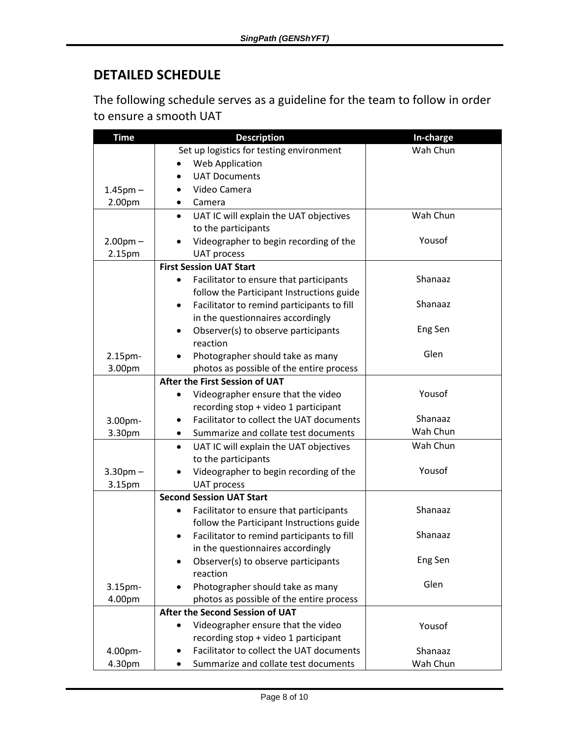## DETAILED SCHEDULE

The following schedule serves as a guideline for the team to follow in order to ensure a smooth UAT

| Time | Description | In-charge |
|---|---|---|
| 1.45pm – 2.00pm | Set up logistics for testing environment<br>• Web Application<br>• UAT Documents<br>• Video Camera<br>• Camera | Wah Chun |
| 2.00pm – 2.15pm | • UAT IC will explain the UAT objectives to the participants<br>• Videographer to begin recording of the UAT process | Wah Chun<br>Yousof |
| 2.15pm-3.00pm | **First Session UAT Start**<br>• Facilitator to ensure that participants follow the Participant Instructions guide<br>• Facilitator to remind participants to fill in the questionnaires accordingly<br>• Observer(s) to observe participants reaction<br>• Photographer should take as many photos as possible of the entire process | Shanaaz<br>Shanaaz<br>Eng Sen<br>Glen |
| 3.00pm-3.30pm | **After the First Session of UAT**<br>• Videographer ensure that the video recording stop + video 1 participant<br>• Facilitator to collect the UAT documents<br>• Summarize and collate test documents | Yousof<br>Shanaaz<br>Wah Chun |
| 3.30pm – 3.15pm | • UAT IC will explain the UAT objectives to the participants<br>• Videographer to begin recording of the UAT process | Wah Chun<br>Yousof |
| 3.15pm-4.00pm | **Second Session UAT Start**<br>• Facilitator to ensure that participants follow the Participant Instructions guide<br>• Facilitator to remind participants to fill in the questionnaires accordingly<br>• Observer(s) to observe participants reaction<br>• Photographer should take as many photos as possible of the entire process | Shanaaz<br>Shanaaz<br>Eng Sen<br>Glen |
| 4.00pm-4.30pm | **After the Second Session of UAT**<br>• Videographer ensure that the video recording stop + video 1 participant<br>• Facilitator to collect the UAT documents<br>• Summarize and collate test documents | Yousof<br>Shanaaz<br>Wah Chun |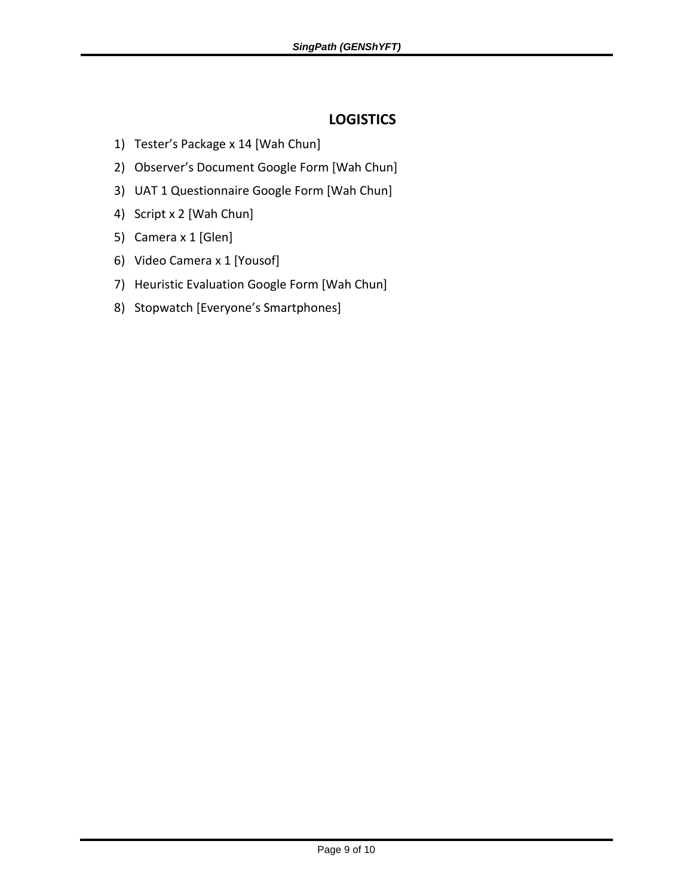## LOGISTICS

1) Tester’s Package x 14 [Wah Chun]
2) Observer’s Document Google Form [Wah Chun]
3) UAT 1 Questionnaire Google Form [Wah Chun]
4) Script x 2 [Wah Chun]
5) Camera x 1 [Glen]
6) Video Camera x 1 [Yousof]
7) Heuristic Evaluation Google Form [Wah Chun]
8) Stopwatch [Everyone’s Smartphones]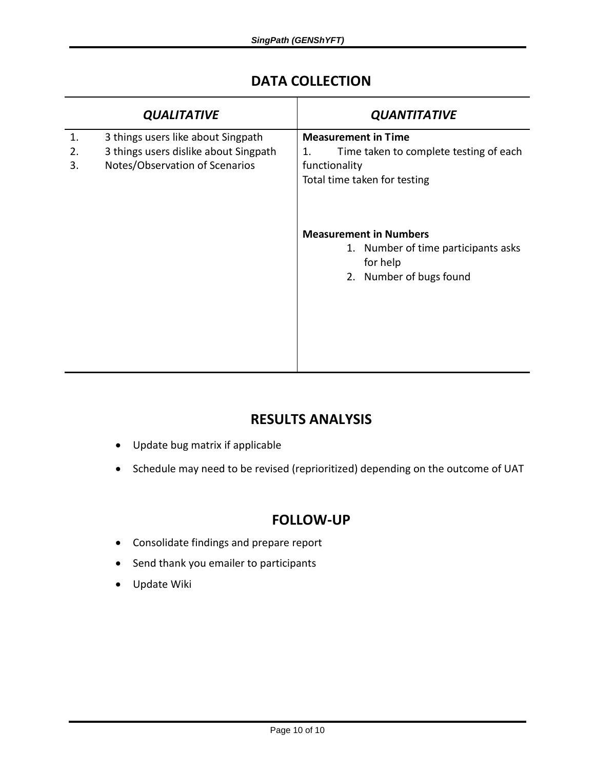## DATA COLLECTION

| *QUALITATIVE* | *QUANTITATIVE* |
|---|---|
| 1. 3 things users like about Singpath<br>2. 3 things users dislike about Singpath<br>3. Notes/Observation of Scenarios | **Measurement in Time**<br>1. Time taken to complete testing of each functionality<br>Total time taken for testing<br><br>**Measurement in Numbers**<br>1. Number of time participants asks for help<br>2. Number of bugs found |

## RESULTS ANALYSIS

- Update bug matrix if applicable
- Schedule may need to be revised (reprioritized) depending on the outcome of UAT

## FOLLOW-UP

- Consolidate findings and prepare report
- Send thank you emailer to participants
- Update Wiki